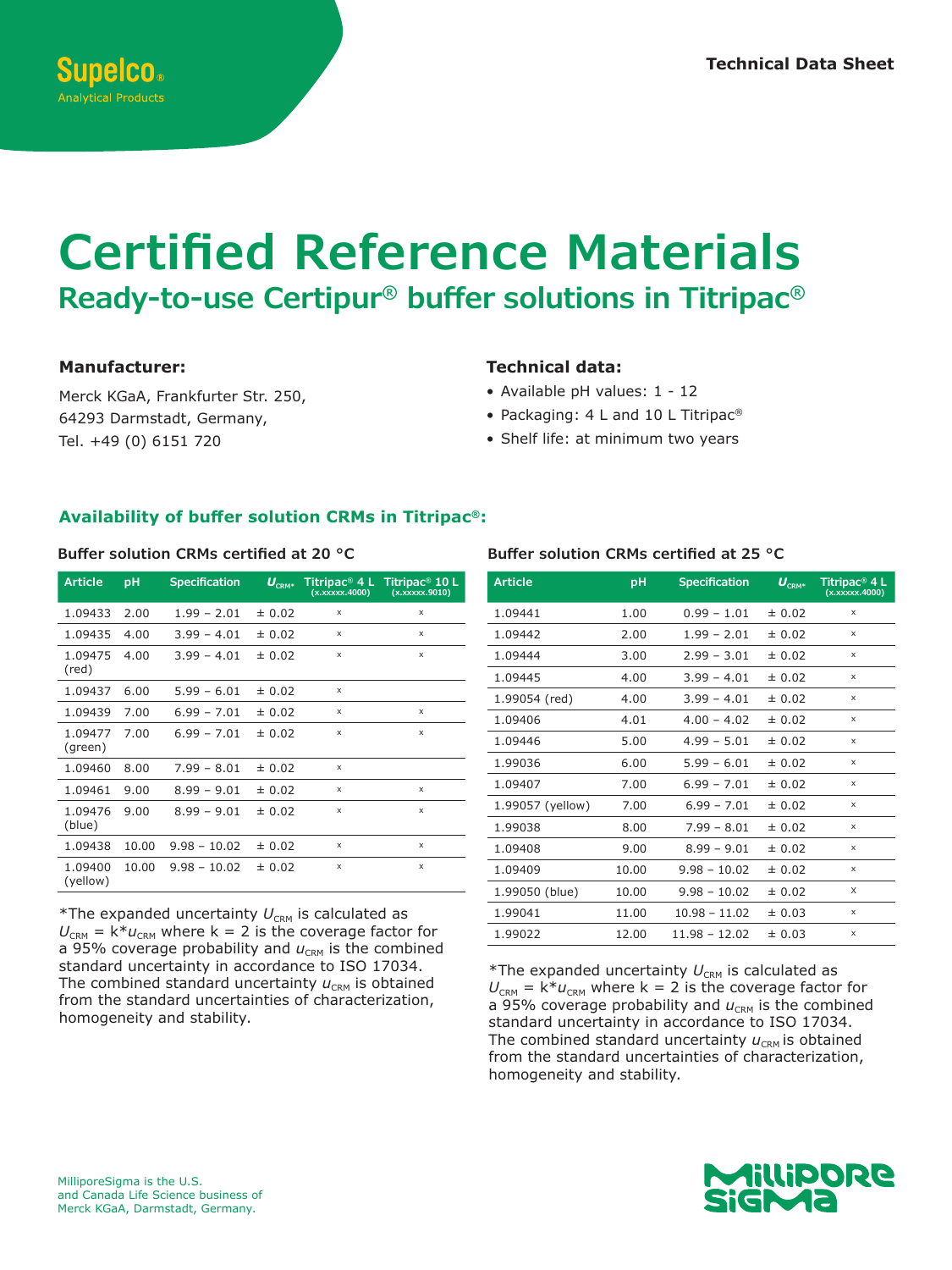Supelco®
Analytical Products

Technical Data Sheet

# Certified Reference Materials

## Ready-to-use Certipur® buffer solutions in Titripac®

### Manufacturer:

Merck KGaA, Frankfurter Str. 250,
64293 Darmstadt, Germany,
Tel. +49 (0) 6151 720

### Technical data:

- Available pH values: 1 - 12
- Packaging: 4 L and 10 L Titripac®
- Shelf life: at minimum two years

### Availability of buffer solution CRMs in Titripac®:

#### Buffer solution CRMs certified at 20 °C

| Article | pH | Specification | $U_{CRM}$* | Titripac® 4 L (x.xxxxx.4000) | Titripac® 10 L (x.xxxxx.9010) |
|---|---|---|---|---|---|
| 1.09433 | 2.00 | 1.99 – 2.01 | ± 0.02 | x | x |
| 1.09435 | 4.00 | 3.99 – 4.01 | ± 0.02 | x | x |
| 1.09475 (red) | 4.00 | 3.99 – 4.01 | ± 0.02 | x | x |
| 1.09437 | 6.00 | 5.99 – 6.01 | ± 0.02 | x | |
| 1.09439 | 7.00 | 6.99 – 7.01 | ± 0.02 | x | x |
| 1.09477 (green) | 7.00 | 6.99 – 7.01 | ± 0.02 | x | x |
| 1.09460 | 8.00 | 7.99 – 8.01 | ± 0.02 | x | |
| 1.09461 | 9.00 | 8.99 – 9.01 | ± 0.02 | x | x |
| 1.09476 (blue) | 9.00 | 8.99 – 9.01 | ± 0.02 | x | x |
| 1.09438 | 10.00 | 9.98 – 10.02 | ± 0.02 | x | x |
| 1.09400 (yellow) | 10.00 | 9.98 – 10.02 | ± 0.02 | x | x |

*The expanded uncertainty $U_{CRM}$ is calculated as $U_{CRM} = k*u_{CRM}$ where k = 2 is the coverage factor for a 95% coverage probability and $u_{CRM}$ is the combined standard uncertainty in accordance to ISO 17034. The combined standard uncertainty $u_{CRM}$ is obtained from the standard uncertainties of characterization, homogeneity and stability.

#### Buffer solution CRMs certified at 25 °C

| Article | pH | Specification | $U_{CRM}$* | Titripac® 4 L (x.xxxxx.4000) |
|---|---|---|---|---|
| 1.09441 | 1.00 | 0.99 – 1.01 | ± 0.02 | x |
| 1.09442 | 2.00 | 1.99 – 2.01 | ± 0.02 | x |
| 1.09444 | 3.00 | 2.99 – 3.01 | ± 0.02 | x |
| 1.09445 | 4.00 | 3.99 – 4.01 | ± 0.02 | x |
| 1.99054 (red) | 4.00 | 3.99 – 4.01 | ± 0.02 | x |
| 1.09406 | 4.01 | 4.00 – 4.02 | ± 0.02 | x |
| 1.09446 | 5.00 | 4.99 – 5.01 | ± 0.02 | x |
| 1.99036 | 6.00 | 5.99 – 6.01 | ± 0.02 | x |
| 1.09407 | 7.00 | 6.99 – 7.01 | ± 0.02 | x |
| 1.99057 (yellow) | 7.00 | 6.99 – 7.01 | ± 0.02 | x |
| 1.99038 | 8.00 | 7.99 – 8.01 | ± 0.02 | x |
| 1.09408 | 9.00 | 8.99 – 9.01 | ± 0.02 | x |
| 1.09409 | 10.00 | 9.98 – 10.02 | ± 0.02 | x |
| 1.99050 (blue) | 10.00 | 9.98 – 10.02 | ± 0.02 | X |
| 1.99041 | 11.00 | 10.98 – 11.02 | ± 0.03 | x |
| 1.99022 | 12.00 | 11.98 – 12.02 | ± 0.03 | x |

*The expanded uncertainty $U_{CRM}$ is calculated as $U_{CRM} = k*u_{CRM}$ where k = 2 is the coverage factor for a 95% coverage probability and $u_{CRM}$ is the combined standard uncertainty in accordance to ISO 17034. The combined standard uncertainty $u_{CRM}$ is obtained from the standard uncertainties of characterization, homogeneity and stability.

MilliporeSigma is the U.S. and Canada Life Science business of Merck KGaA, Darmstadt, Germany.

MilliporeSigma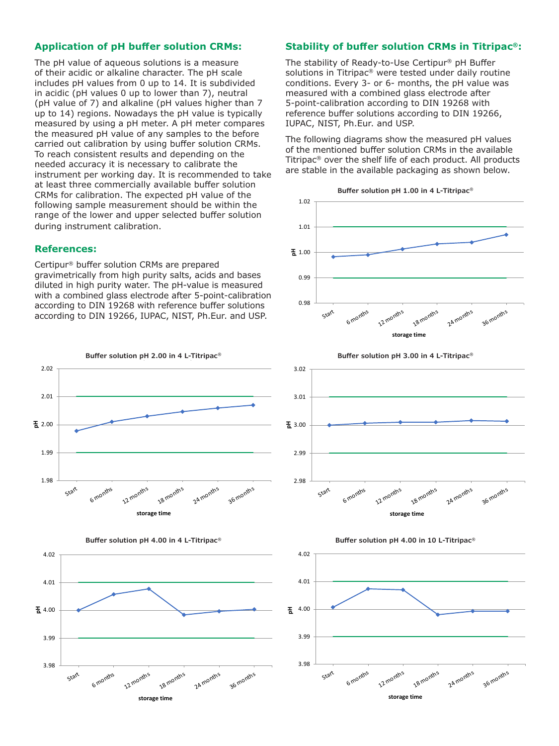## Application of pH buffer solution CRMs:

The pH value of aqueous solutions is a measure of their acidic or alkaline character. The pH scale includes pH values from 0 up to 14. It is subdivided in acidic (pH values 0 up to lower than 7), neutral (pH value of 7) and alkaline (pH values higher than 7 up to 14) regions. Nowadays the pH value is typically measured by using a pH meter. A pH meter compares the measured pH value of any samples to the before carried out calibration by using buffer solution CRMs. To reach consistent results and depending on the needed accuracy it is necessary to calibrate the instrument per working day. It is recommended to take at least three commercially available buffer solution CRMs for calibration. The expected pH value of the following sample measurement should be within the range of the lower and upper selected buffer solution during instrument calibration.

## References:

Certipur® buffer solution CRMs are prepared gravimetrically from high purity salts, acids and bases diluted in high purity water. The pH-value is measured with a combined glass electrode after 5-point-calibration according to DIN 19268 with reference buffer solutions according to DIN 19266, IUPAC, NIST, Ph.Eur. and USP.

## Stability of buffer solution CRMs in Titripac®:

The stability of Ready-to-Use Certipur® pH Buffer solutions in Titripac® were tested under daily routine conditions. Every 3- or 6- months, the pH value was measured with a combined glass electrode after 5-point-calibration according to DIN 19268 with reference buffer solutions according to DIN 19266, IUPAC, NIST, Ph.Eur. and USP.

The following diagrams show the measured pH values of the mentioned buffer solution CRMs in the available Titripac® over the shelf life of each product. All products are stable in the available packaging as shown below.

**Buffer solution pH 1.00 in 4 L-Titripac®**

(pH vs. storage time: Start, 6 months, 12 months, 18 months, 24 months, 36 months)

**Buffer solution pH 2.00 in 4 L-Titripac®**

(pH vs. storage time: Start, 6 months, 12 months, 18 months, 24 months, 36 months)

**Buffer solution pH 3.00 in 4 L-Titripac®**

(pH vs. storage time: Start, 6 months, 12 months, 18 months, 24 months, 36 months)

**Buffer solution pH 4.00 in 4 L-Titripac®**

(pH vs. storage time: Start, 6 months, 12 months, 18 months, 24 months, 36 months)

**Buffer solution pH 4.00 in 10 L-Titripac®**

(pH vs. storage time: Start, 6 months, 12 months, 18 months, 24 months, 36 months)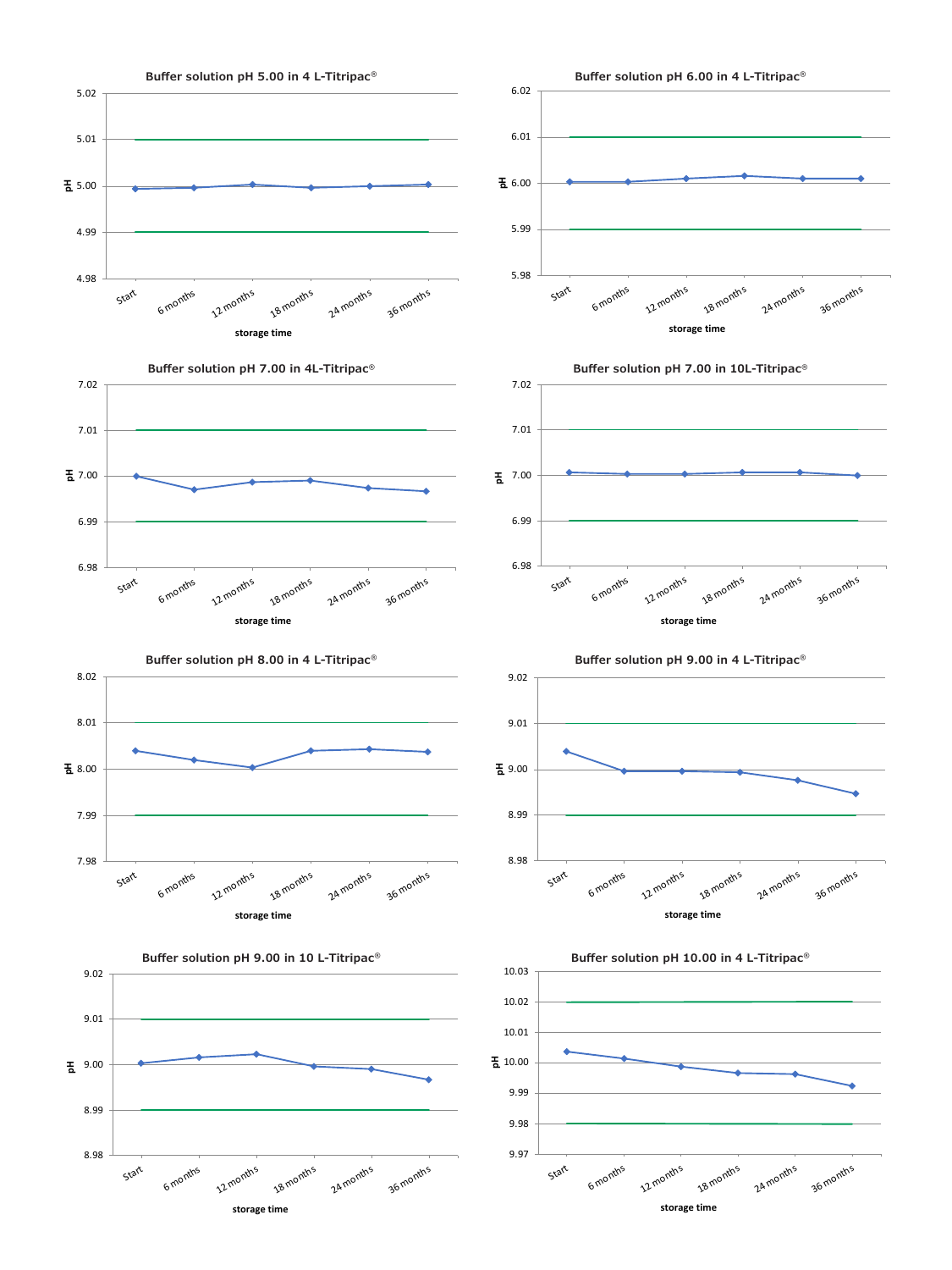### Buffer solution pH 5.00 in 4 L-Titripac®

pH (4.98 – 5.02) vs. storage time (Start, 6 months, 12 months, 18 months, 24 months, 36 months)

### Buffer solution pH 6.00 in 4 L-Titripac®

pH (5.98 – 6.02) vs. storage time (Start, 6 months, 12 months, 18 months, 24 months, 36 months)

### Buffer solution pH 7.00 in 4L-Titripac®

pH (6.98 – 7.02) vs. storage time (Start, 6 months, 12 months, 18 months, 24 months, 36 months)

### Buffer solution pH 7.00 in 10L-Titripac®

pH (6.98 – 7.02) vs. storage time (Start, 6 months, 12 months, 18 months, 24 months, 36 months)

### Buffer solution pH 8.00 in 4 L-Titripac®

pH (7.98 – 8.02) vs. storage time (Start, 6 months, 12 months, 18 months, 24 months, 36 months)

### Buffer solution pH 9.00 in 4 L-Titripac®

pH (8.98 – 9.02) vs. storage time (Start, 6 months, 12 months, 18 months, 24 months, 36 months)

### Buffer solution pH 9.00 in 10 L-Titripac®

pH (8.98 – 9.02) vs. storage time (Start, 6 months, 12 months, 18 months, 24 months, 36 months)

### Buffer solution pH 10.00 in 4 L-Titripac®

pH (9.97 – 10.03) vs. storage time (Start, 6 months, 12 months, 18 months, 24 months, 36 months)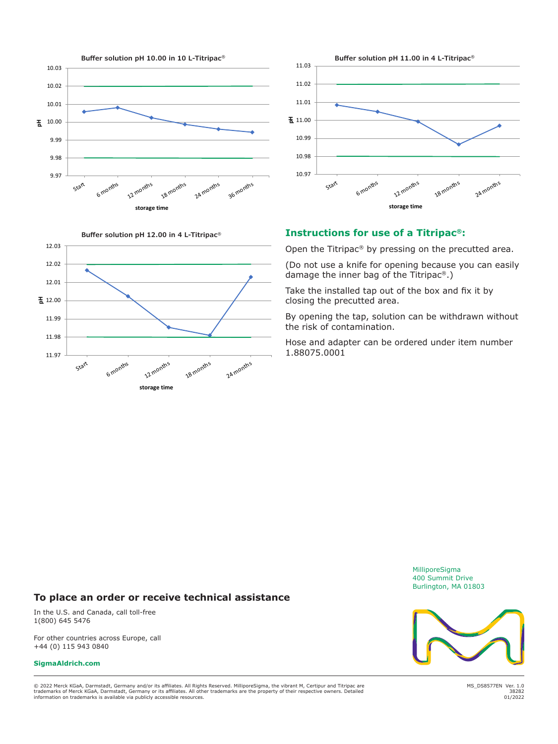**Buffer solution pH 10.00 in 10 L-Titripac®**

pH

10.03
10.02
10.01
10.00
9.99
9.98
9.97

Start
6 months
12 months
18 months
24 months
36 months

storage time

**Buffer solution pH 11.00 in 4 L-Titripac®**

pH

11.03
11.02
11.01
11.00
10.99
10.98
10.97

Start
6 months
12 months
18 months
24 months

storage time

**Buffer solution pH 12.00 in 4 L-Titripac®**

pH

12.03
12.02
12.01
12.00
11.99
11.98
11.97

Start
6 months
12 months
18 months
24 months

storage time

## Instructions for use of a Titripac®:

Open the Titripac® by pressing on the precutted area.

(Do not use a knife for opening because you can easily damage the inner bag of the Titripac®.)

Take the installed tap out of the box and fix it by closing the precutted area.

By opening the tap, solution can be withdrawn without the risk of contamination.

Hose and adapter can be ordered under item number 1.88075.0001

## To place an order or receive technical assistance

In the U.S. and Canada, call toll-free
1(800) 645 5476

For other countries across Europe, call
+44 (0) 115 943 0840

**SigmaAldrich.com**

MilliporeSigma
400 Summit Drive
Burlington, MA 01803

© 2022 Merck KGaA, Darmstadt, Germany and/or its affiliates. All Rights Reserved. MilliporeSigma, the vibrant M, Certipur and Titripac are trademarks of Merck KGaA, Darmstadt, Germany or its affiliates. All other trademarks are the property of their respective owners. Detailed information on trademarks is available via publicly accessible resources.

MS_DS8577EN Ver. 1.0
38282
01/2022